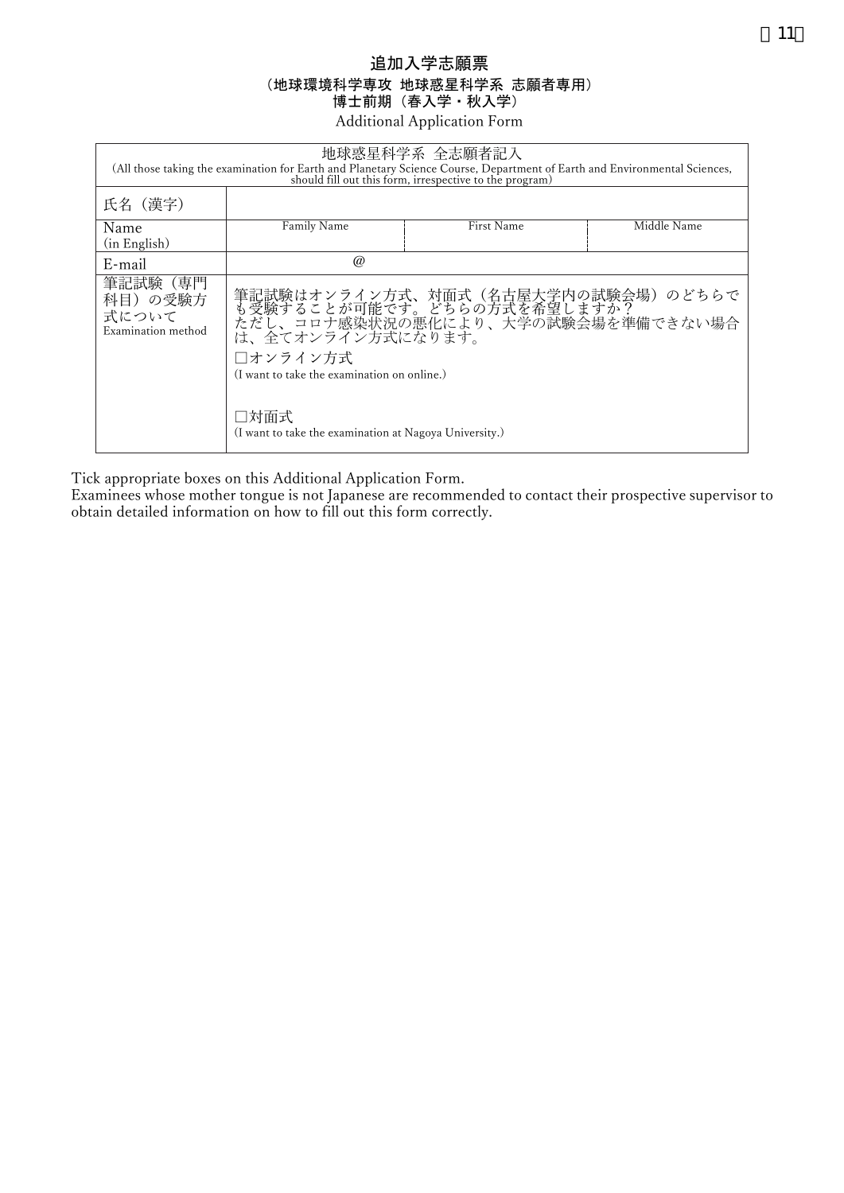# 追加入学志願票

## （地球環境科学専攻 地球惑星科学系 志願者専用）
## 博士前期（春入学・秋入学）

Additional Application Form

| 地球惑星科学系 全志願者記入<br>(All those taking the examination for Earth and Planetary Science Course, Department of Earth and Environmental Sciences, should fill out this form, irrespective to the program) | | | |
|---|---|---|---|
| 氏名（漢字） | | | |
| Name<br>(in English) | Family Name | First Name | Middle Name |
| E-mail | @ | | |
| 筆記試験（専門科目）の受験方式について<br>Examination method | 筆記試験はオンライン方式、対面式（名古屋大学内の試験会場）のどちらでも受験することが可能です。どちらの方式を希望しますか？<br>ただし、コロナ感染状況の悪化により、大学の試験会場を準備できない場合は、全てオンライン方式になります。<br>□オンライン方式<br>(I want to take the examination on online.)<br>□対面式<br>(I want to take the examination at Nagoya University.) | | |

Tick appropriate boxes on this Additional Application Form.
Examinees whose mother tongue is not Japanese are recommended to contact their prospective supervisor to obtain detailed information on how to fill out this form correctly.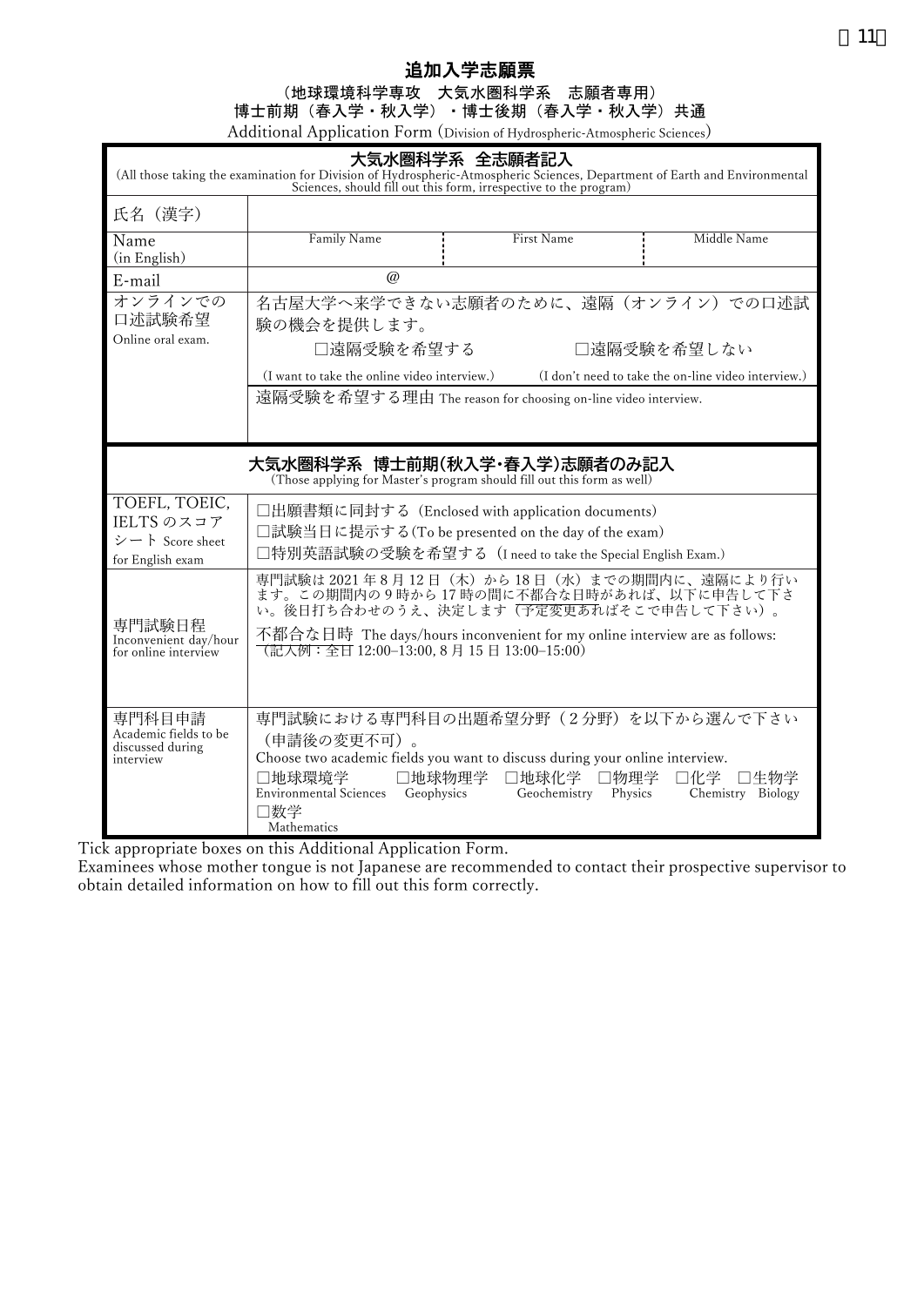# 追加入学志願票

（地球環境科学専攻　大気水圏科学系　志願者専用）
博士前期（春入学・秋入学）・博士後期（春入学・秋入学）共通
Additional Application Form (Division of Hydrospheric-Atmospheric Sciences)

| | | | |
|---|---|---|---|
| **大気水圏科学系 全志願者記入**<br>(All those taking the examination for Division of Hydrospheric-Atmospheric Sciences, Department of Earth and Environmental Sciences, should fill out this form, irrespective to the program) | | | |
| 氏名（漢字） | | | |
| Name (in English) | Family Name | First Name | Middle Name |
| E-mail | @ | | |
| オンラインでの口述試験希望<br>Online oral exam. | 名古屋大学へ来学できない志願者のために、遠隔（オンライン）での口述試験の機会を提供します。<br>□遠隔受験を希望する　(I want to take the online video interview.)<br>□遠隔受験を希望しない　(I don't need to take the on-line video interview.)<br>遠隔受験を希望する理由 The reason for choosing on-line video interview. | | |
| **大気水圏科学系 博士前期(秋入学・春入学)志願者のみ記入**<br>(Those applying for Master's program should fill out this form as well) | | | |
| TOEFL, TOEIC, IELTS のスコアシート Score sheet for English exam | □出願書類に同封する (Enclosed with application documents)<br>□試験当日に提示する(To be presented on the day of the exam)<br>□特別英語試験の受験を希望する (I need to take the Special English Exam.) | | |
| 専門試験日程<br>Inconvenient day/hour for online interview | 専門試験は 2021 年 8 月 12 日（木）から 18 日（水）までの期間内に、遠隔により行います。この期間内の 9 時から 17 時の間に不都合な日時があれば、以下に申告して下さい。後日打ち合わせのうえ、決定します（予定変更あればそこで申告して下さい）。<br>不都合な日時 The days/hours inconvenient for my online interview are as follows:<br>（記入例：全日 12:00–13:00, 8 月 15 日 13:00–15:00） | | |
| 専門科目申請<br>Academic fields to be discussed during interview | 専門試験における専門科目の出題希望分野（２分野）を以下から選んで下さい（申請後の変更不可）。<br>Choose two academic fields you want to discuss during your online interview.<br>□地球環境学 Environmental Sciences　□地球物理学 Geophysics　□地球化学 Geochemistry　□物理学 Physics　□化学 Chemistry　□生物学 Biology<br>□数学 Mathematics | | |

Tick appropriate boxes on this Additional Application Form.
Examinees whose mother tongue is not Japanese are recommended to contact their prospective supervisor to obtain detailed information on how to fill out this form correctly.